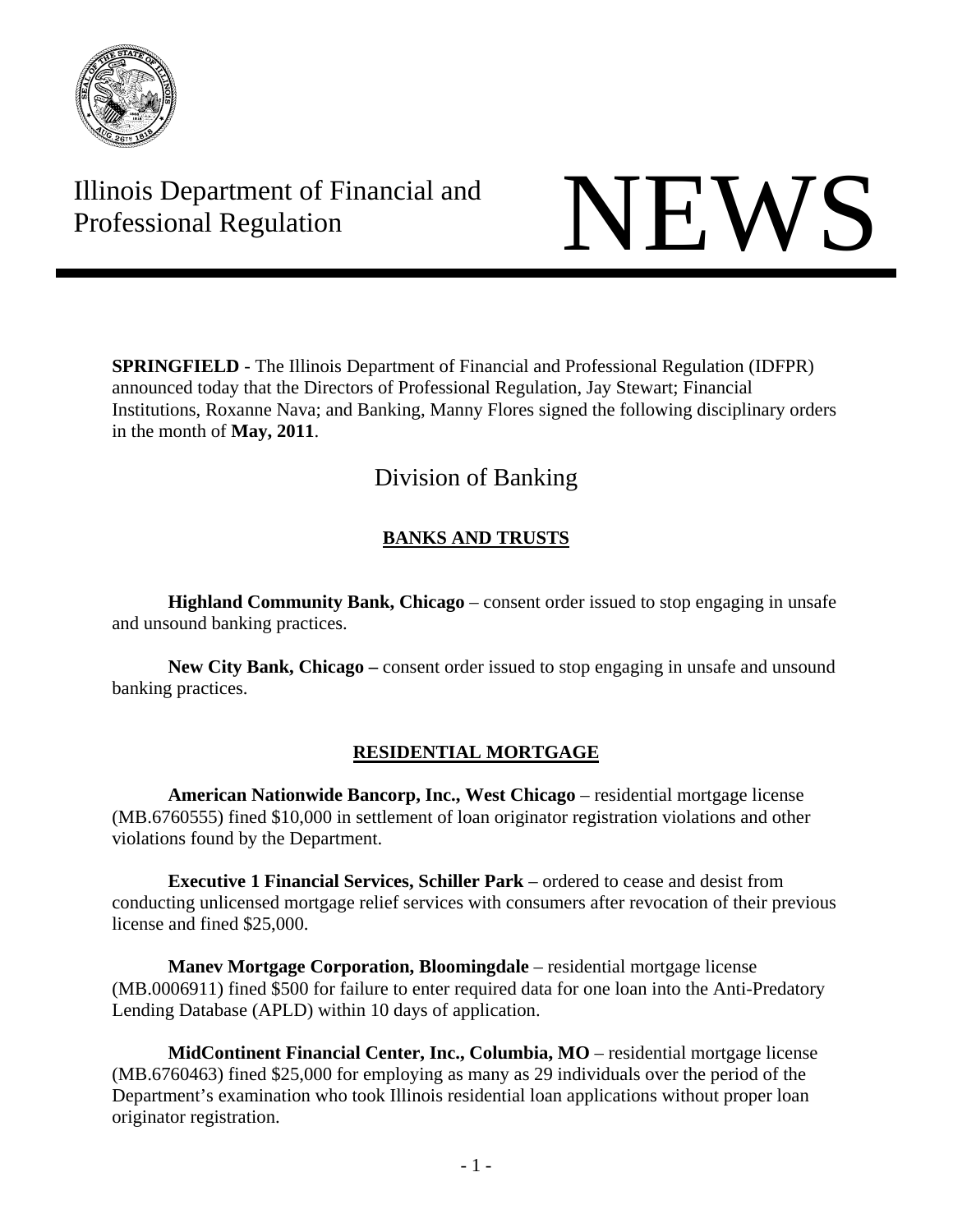Illinois Department of Financial and Professional Regulation

# NEWS

**SPRINGFIELD** - The Illinois Department of Financial and Professional Regulation (IDFPR) announced today that the Directors of Professional Regulation, Jay Stewart; Financial Institutions, Roxanne Nava; and Banking, Manny Flores signed the following disciplinary orders in the month of **May, 2011**.

## Division of Banking

### BANKS AND TRUSTS

**Highland Community Bank, Chicago** – consent order issued to stop engaging in unsafe and unsound banking practices.

**New City Bank, Chicago –** consent order issued to stop engaging in unsafe and unsound banking practices.

### RESIDENTIAL MORTGAGE

**American Nationwide Bancorp, Inc., West Chicago** – residential mortgage license (MB.6760555) fined $10,000 in settlement of loan originator registration violations and other violations found by the Department.

**Executive 1 Financial Services, Schiller Park** – ordered to cease and desist from conducting unlicensed mortgage relief services with consumers after revocation of their previous license and fined $25,000.

**Manev Mortgage Corporation, Bloomingdale** – residential mortgage license (MB.0006911) fined $500 for failure to enter required data for one loan into the Anti-Predatory Lending Database (APLD) within 10 days of application.

**MidContinent Financial Center, Inc., Columbia, MO** – residential mortgage license (MB.6760463) fined $25,000 for employing as many as 29 individuals over the period of the Department's examination who took Illinois residential loan applications without proper loan originator registration.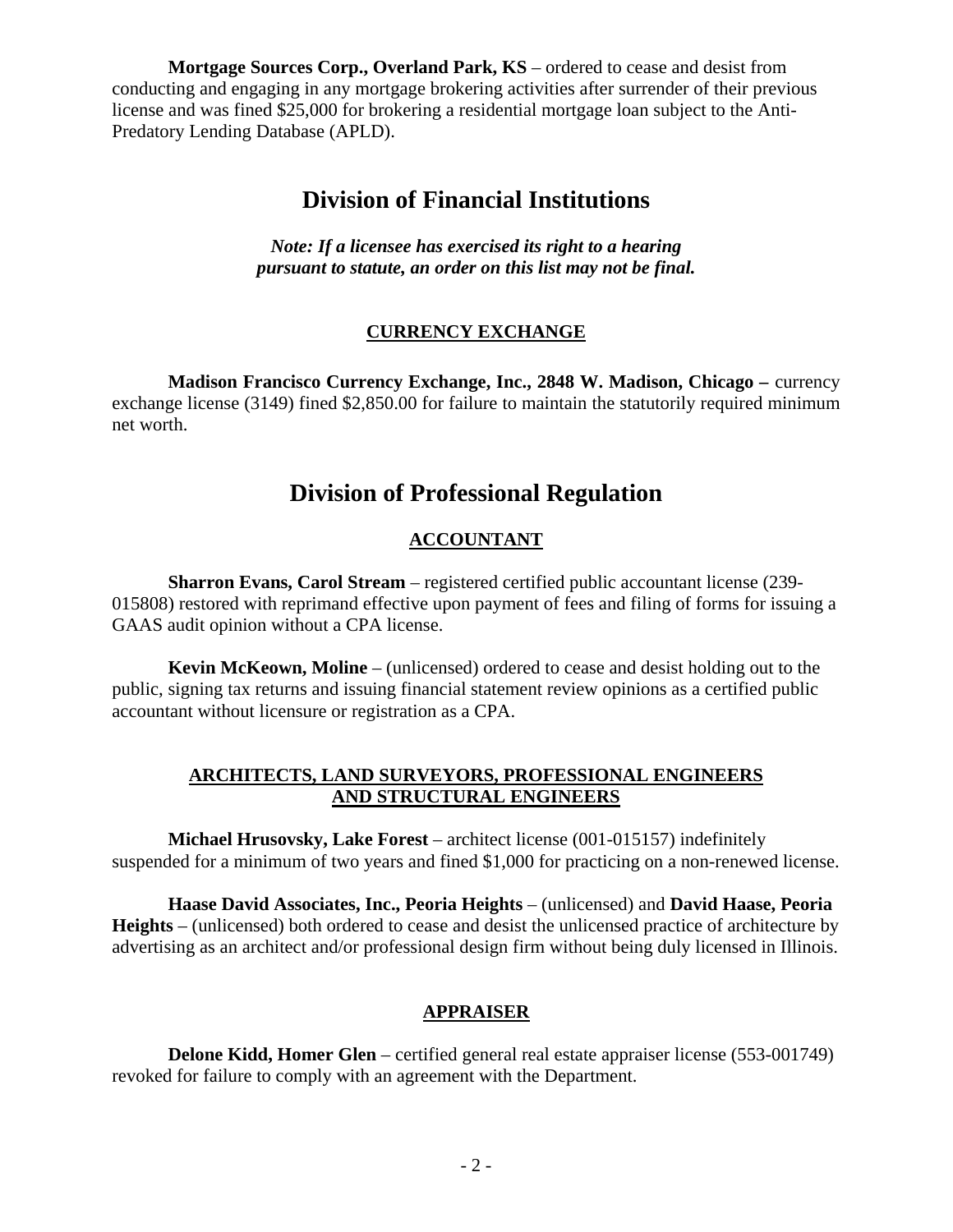**Mortgage Sources Corp., Overland Park, KS** – ordered to cease and desist from conducting and engaging in any mortgage brokering activities after surrender of their previous license and was fined $25,000 for brokering a residential mortgage loan subject to the Anti-Predatory Lending Database (APLD).

## Division of Financial Institutions

***Note: If a licensee has exercised its right to a hearing pursuant to statute, an order on this list may not be final.***

### CURRENCY EXCHANGE

**Madison Francisco Currency Exchange, Inc., 2848 W. Madison, Chicago –** currency exchange license (3149) fined $2,850.00 for failure to maintain the statutorily required minimum net worth.

## Division of Professional Regulation

### ACCOUNTANT

**Sharron Evans, Carol Stream** – registered certified public accountant license (239-015808) restored with reprimand effective upon payment of fees and filing of forms for issuing a GAAS audit opinion without a CPA license.

**Kevin McKeown, Moline** – (unlicensed) ordered to cease and desist holding out to the public, signing tax returns and issuing financial statement review opinions as a certified public accountant without licensure or registration as a CPA.

### ARCHITECTS, LAND SURVEYORS, PROFESSIONAL ENGINEERS AND STRUCTURAL ENGINEERS

**Michael Hrusovsky, Lake Forest** – architect license (001-015157) indefinitely suspended for a minimum of two years and fined $1,000 for practicing on a non-renewed license.

**Haase David Associates, Inc., Peoria Heights** – (unlicensed) and **David Haase, Peoria Heights** – (unlicensed) both ordered to cease and desist the unlicensed practice of architecture by advertising as an architect and/or professional design firm without being duly licensed in Illinois.

### APPRAISER

**Delone Kidd, Homer Glen** – certified general real estate appraiser license (553-001749) revoked for failure to comply with an agreement with the Department.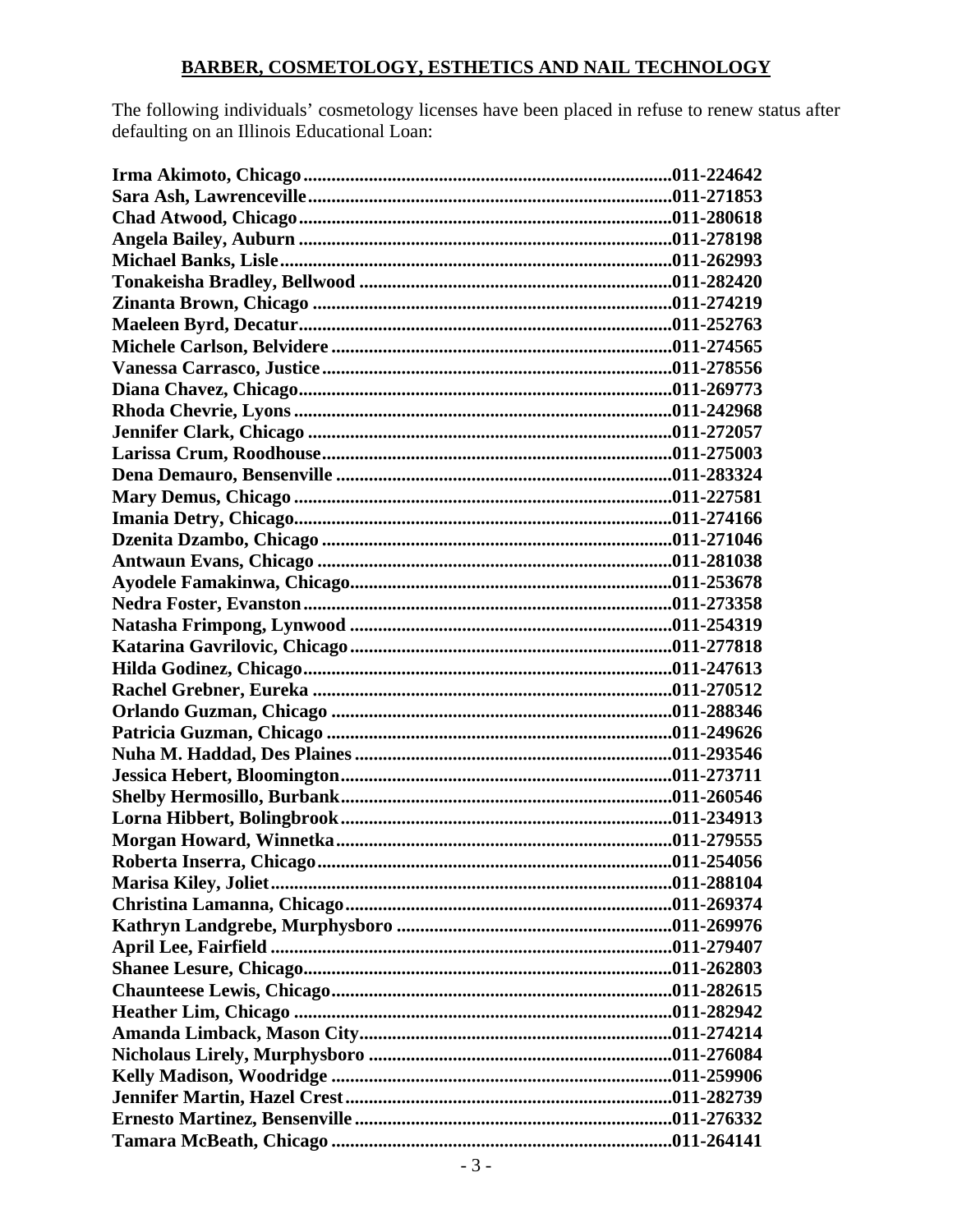## BARBER, COSMETOLOGY, ESTHETICS AND NAIL TECHNOLOGY

The following individuals' cosmetology licenses have been placed in refuse to renew status after defaulting on an Illinois Educational Loan:

**Irma Akimoto, Chicago..............................................................................011-224642**
**Sara Ash, Lawrenceville............................................................................011-271853**
**Chad Atwood, Chicago..............................................................................011-280618**
**Angela Bailey, Auburn ...............................................................................011-278198**
**Michael Banks, Lisle...................................................................................011-262993**
**Tonakeisha Bradley, Bellwood ..................................................................011-282420**
**Zinanta Brown, Chicago ............................................................................011-274219**
**Maeleen Byrd, Decatur...............................................................................011-252763**
**Michele Carlson, Belvidere ........................................................................011-274565**
**Vanessa Carrasco, Justice..........................................................................011-278556**
**Diana Chavez, Chicago...............................................................................011-269773**
**Rhoda Chevrie, Lyons ................................................................................011-242968**
**Jennifer Clark, Chicago .............................................................................011-272057**
**Larissa Crum, Roodhouse..........................................................................011-275003**
**Dena Demauro, Bensenville .......................................................................011-283324**
**Mary Demus, Chicago ................................................................................011-227581**
**Imania Detry, Chicago................................................................................011-274166**
**Dzenita Dzambo, Chicago ..........................................................................011-271046**
**Antwaun Evans, Chicago ...........................................................................011-281038**
**Ayodele Famakinwa, Chicago....................................................................011-253678**
**Nedra Foster, Evanston..............................................................................011-273358**
**Natasha Frimpong, Lynwood ....................................................................011-254319**
**Katarina Gavrilovic, Chicago....................................................................011-277818**
**Hilda Godinez, Chicago..............................................................................011-247613**
**Rachel Grebner, Eureka ............................................................................011-270512**
**Orlando Guzman, Chicago ........................................................................011-288346**
**Patricia Guzman, Chicago .........................................................................011-249626**
**Nuha M. Haddad, Des Plaines ...................................................................011-293546**
**Jessica Hebert, Bloomington......................................................................011-273711**
**Shelby Hermosillo, Burbank......................................................................011-260546**
**Lorna Hibbert, Bolingbrook......................................................................011-234913**
**Morgan Howard, Winnetka.......................................................................011-279555**
**Roberta Inserra, Chicago...........................................................................011-254056**
**Marisa Kiley, Joliet.....................................................................................011-288104**
**Christina Lamanna, Chicago.....................................................................011-269374**
**Kathryn Landgrebe, Murphysboro ..........................................................011-269976**
**April Lee, Fairfield .....................................................................................011-279407**
**Shanee Lesure, Chicago..............................................................................011-262803**
**Chaunteese Lewis, Chicago........................................................................011-282615**
**Heather Lim, Chicago ................................................................................011-282942**
**Amanda Limback, Mason City..................................................................011-274214**
**Nicholaus Lirely, Murphysboro ................................................................011-276084**
**Kelly Madison, Woodridge ........................................................................011-259906**
**Jennifer Martin, Hazel Crest.....................................................................011-282739**
**Ernesto Martinez, Bensenville ...................................................................011-276332**
**Tamara McBeath, Chicago ........................................................................011-264141**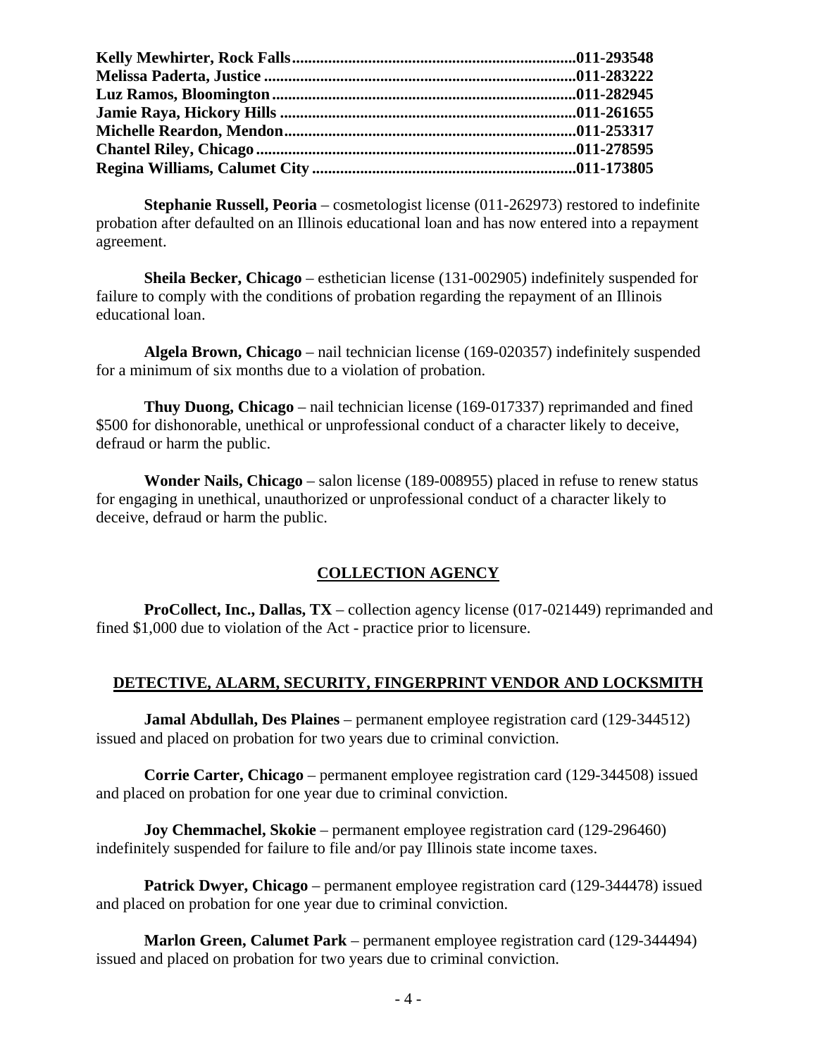**Kelly Mewhirter, Rock Falls......................................................................011-293548**
**Melissa Paderta, Justice ............................................................................011-283222**
**Luz Ramos, Bloomington...........................................................................011-282945**
**Jamie Raya, Hickory Hills .........................................................................011-261655**
**Michelle Reardon, Mendon........................................................................011-253317**
**Chantel Riley, Chicago...............................................................................011-278595**
**Regina Williams, Calumet City ................................................................011-173805**

**Stephanie Russell, Peoria** – cosmetologist license (011-262973) restored to indefinite probation after defaulted on an Illinois educational loan and has now entered into a repayment agreement.

**Sheila Becker, Chicago** – esthetician license (131-002905) indefinitely suspended for failure to comply with the conditions of probation regarding the repayment of an Illinois educational loan.

**Algela Brown, Chicago** – nail technician license (169-020357) indefinitely suspended for a minimum of six months due to a violation of probation.

**Thuy Duong, Chicago** – nail technician license (169-017337) reprimanded and fined $500 for dishonorable, unethical or unprofessional conduct of a character likely to deceive, defraud or harm the public.

**Wonder Nails, Chicago** – salon license (189-008955) placed in refuse to renew status for engaging in unethical, unauthorized or unprofessional conduct of a character likely to deceive, defraud or harm the public.

## COLLECTION AGENCY

**ProCollect, Inc., Dallas, TX** – collection agency license (017-021449) reprimanded and fined $1,000 due to violation of the Act - practice prior to licensure.

## DETECTIVE, ALARM, SECURITY, FINGERPRINT VENDOR AND LOCKSMITH

**Jamal Abdullah, Des Plaines** – permanent employee registration card (129-344512) issued and placed on probation for two years due to criminal conviction.

**Corrie Carter, Chicago** – permanent employee registration card (129-344508) issued and placed on probation for one year due to criminal conviction.

**Joy Chemmachel, Skokie** – permanent employee registration card (129-296460) indefinitely suspended for failure to file and/or pay Illinois state income taxes.

**Patrick Dwyer, Chicago** – permanent employee registration card (129-344478) issued and placed on probation for one year due to criminal conviction.

**Marlon Green, Calumet Park** – permanent employee registration card (129-344494) issued and placed on probation for two years due to criminal conviction.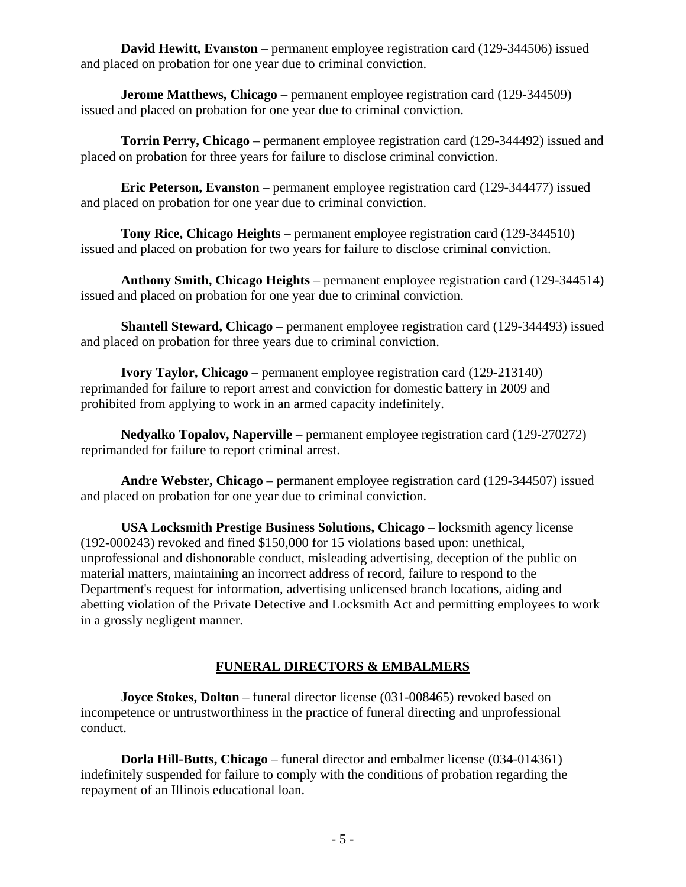**David Hewitt, Evanston** – permanent employee registration card (129-344506) issued and placed on probation for one year due to criminal conviction.

**Jerome Matthews, Chicago** – permanent employee registration card (129-344509) issued and placed on probation for one year due to criminal conviction.

**Torrin Perry, Chicago** – permanent employee registration card (129-344492) issued and placed on probation for three years for failure to disclose criminal conviction.

**Eric Peterson, Evanston** – permanent employee registration card (129-344477) issued and placed on probation for one year due to criminal conviction.

**Tony Rice, Chicago Heights** – permanent employee registration card (129-344510) issued and placed on probation for two years for failure to disclose criminal conviction.

**Anthony Smith, Chicago Heights** – permanent employee registration card (129-344514) issued and placed on probation for one year due to criminal conviction.

**Shantell Steward, Chicago** – permanent employee registration card (129-344493) issued and placed on probation for three years due to criminal conviction.

**Ivory Taylor, Chicago** – permanent employee registration card (129-213140) reprimanded for failure to report arrest and conviction for domestic battery in 2009 and prohibited from applying to work in an armed capacity indefinitely.

**Nedyalko Topalov, Naperville** – permanent employee registration card (129-270272) reprimanded for failure to report criminal arrest.

**Andre Webster, Chicago** – permanent employee registration card (129-344507) issued and placed on probation for one year due to criminal conviction.

**USA Locksmith Prestige Business Solutions, Chicago** – locksmith agency license (192-000243) revoked and fined $150,000 for 15 violations based upon: unethical, unprofessional and dishonorable conduct, misleading advertising, deception of the public on material matters, maintaining an incorrect address of record, failure to respond to the Department's request for information, advertising unlicensed branch locations, aiding and abetting violation of the Private Detective and Locksmith Act and permitting employees to work in a grossly negligent manner.

## FUNERAL DIRECTORS & EMBALMERS

**Joyce Stokes, Dolton** – funeral director license (031-008465) revoked based on incompetence or untrustworthiness in the practice of funeral directing and unprofessional conduct.

**Dorla Hill-Butts, Chicago** – funeral director and embalmer license (034-014361) indefinitely suspended for failure to comply with the conditions of probation regarding the repayment of an Illinois educational loan.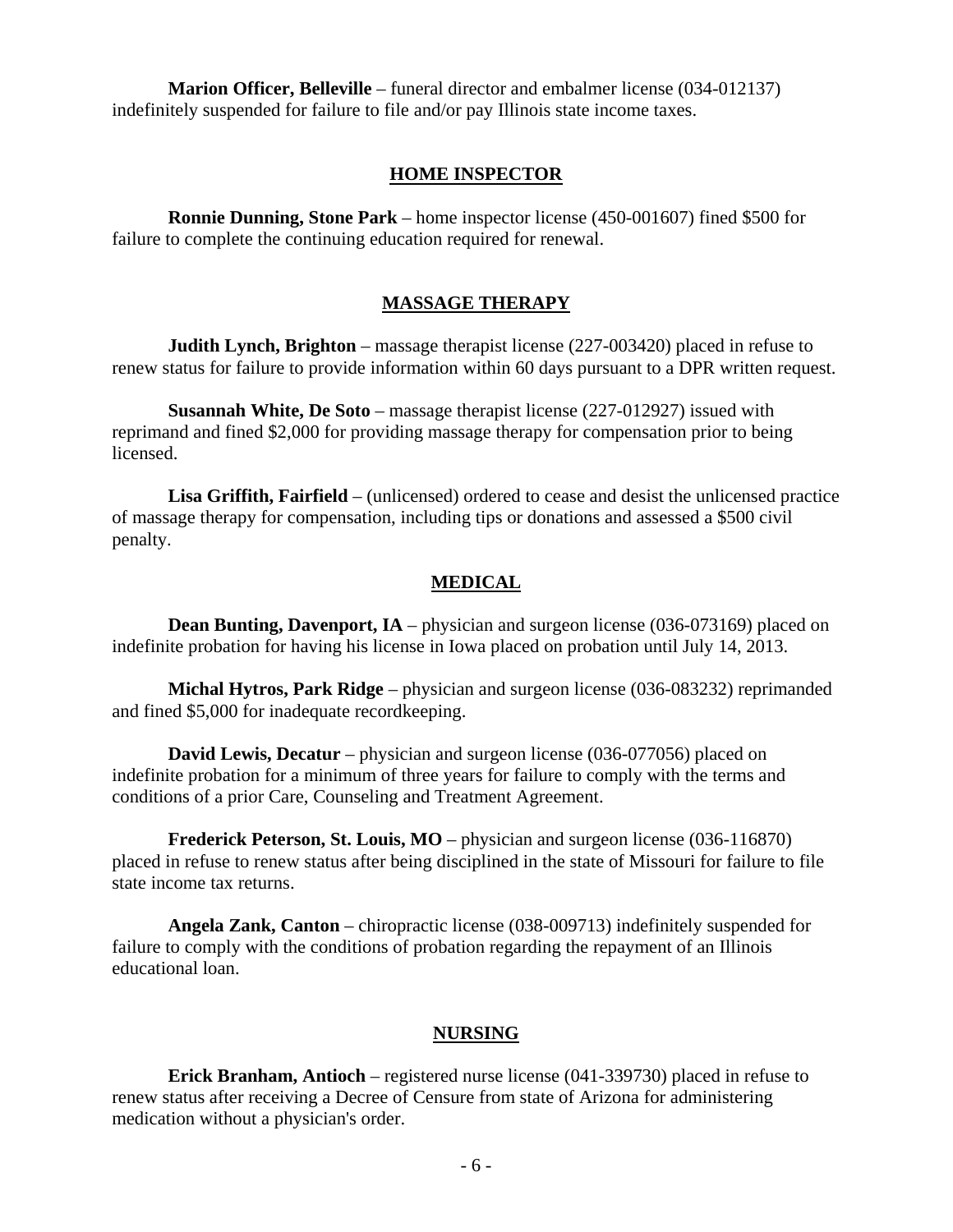**Marion Officer, Belleville** – funeral director and embalmer license (034-012137) indefinitely suspended for failure to file and/or pay Illinois state income taxes.

## HOME INSPECTOR

**Ronnie Dunning, Stone Park** – home inspector license (450-001607) fined $500 for failure to complete the continuing education required for renewal.

## MASSAGE THERAPY

**Judith Lynch, Brighton** – massage therapist license (227-003420) placed in refuse to renew status for failure to provide information within 60 days pursuant to a DPR written request.

**Susannah White, De Soto** – massage therapist license (227-012927) issued with reprimand and fined $2,000 for providing massage therapy for compensation prior to being licensed.

**Lisa Griffith, Fairfield** – (unlicensed) ordered to cease and desist the unlicensed practice of massage therapy for compensation, including tips or donations and assessed a $500 civil penalty.

## MEDICAL

**Dean Bunting, Davenport, IA** – physician and surgeon license (036-073169) placed on indefinite probation for having his license in Iowa placed on probation until July 14, 2013.

**Michal Hytros, Park Ridge** – physician and surgeon license (036-083232) reprimanded and fined $5,000 for inadequate recordkeeping.

**David Lewis, Decatur** – physician and surgeon license (036-077056) placed on indefinite probation for a minimum of three years for failure to comply with the terms and conditions of a prior Care, Counseling and Treatment Agreement.

**Frederick Peterson, St. Louis, MO** – physician and surgeon license (036-116870) placed in refuse to renew status after being disciplined in the state of Missouri for failure to file state income tax returns.

**Angela Zank, Canton** – chiropractic license (038-009713) indefinitely suspended for failure to comply with the conditions of probation regarding the repayment of an Illinois educational loan.

## NURSING

**Erick Branham, Antioch** – registered nurse license (041-339730) placed in refuse to renew status after receiving a Decree of Censure from state of Arizona for administering medication without a physician's order.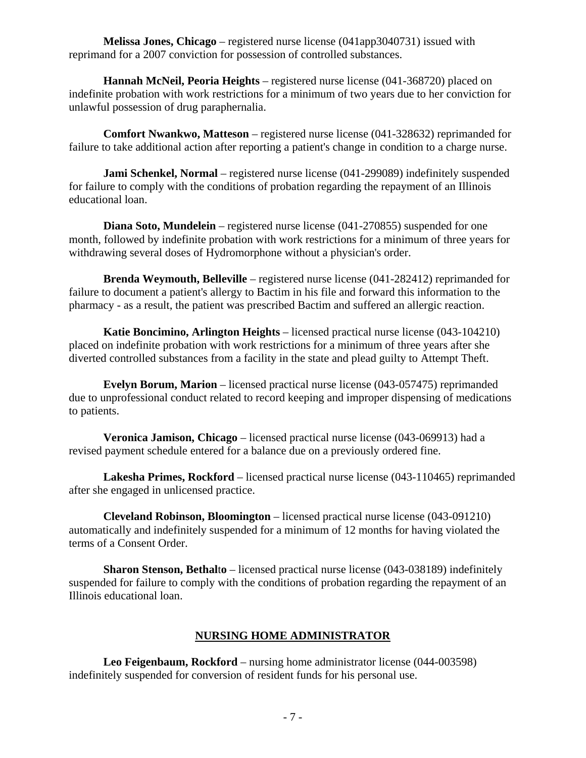**Melissa Jones, Chicago** – registered nurse license (041app3040731) issued with reprimand for a 2007 conviction for possession of controlled substances.

**Hannah McNeil, Peoria Heights** – registered nurse license (041-368720) placed on indefinite probation with work restrictions for a minimum of two years due to her conviction for unlawful possession of drug paraphernalia.

**Comfort Nwankwo, Matteson** – registered nurse license (041-328632) reprimanded for failure to take additional action after reporting a patient's change in condition to a charge nurse.

**Jami Schenkel, Normal** – registered nurse license (041-299089) indefinitely suspended for failure to comply with the conditions of probation regarding the repayment of an Illinois educational loan.

**Diana Soto, Mundelein** – registered nurse license (041-270855) suspended for one month, followed by indefinite probation with work restrictions for a minimum of three years for withdrawing several doses of Hydromorphone without a physician's order.

**Brenda Weymouth, Belleville** – registered nurse license (041-282412) reprimanded for failure to document a patient's allergy to Bactim in his file and forward this information to the pharmacy - as a result, the patient was prescribed Bactim and suffered an allergic reaction.

**Katie Boncimino, Arlington Heights** – licensed practical nurse license (043-104210) placed on indefinite probation with work restrictions for a minimum of three years after she diverted controlled substances from a facility in the state and plead guilty to Attempt Theft.

**Evelyn Borum, Marion** – licensed practical nurse license (043-057475) reprimanded due to unprofessional conduct related to record keeping and improper dispensing of medications to patients.

**Veronica Jamison, Chicago** – licensed practical nurse license (043-069913) had a revised payment schedule entered for a balance due on a previously ordered fine.

**Lakesha Primes, Rockford** – licensed practical nurse license (043-110465) reprimanded after she engaged in unlicensed practice.

**Cleveland Robinson, Bloomington** – licensed practical nurse license (043-091210) automatically and indefinitely suspended for a minimum of 12 months for having violated the terms of a Consent Order.

**Sharon Stenson, Bethal**to – licensed practical nurse license (043-038189) indefinitely suspended for failure to comply with the conditions of probation regarding the repayment of an Illinois educational loan.

## NURSING HOME ADMINISTRATOR

**Leo Feigenbaum, Rockford** – nursing home administrator license (044-003598) indefinitely suspended for conversion of resident funds for his personal use.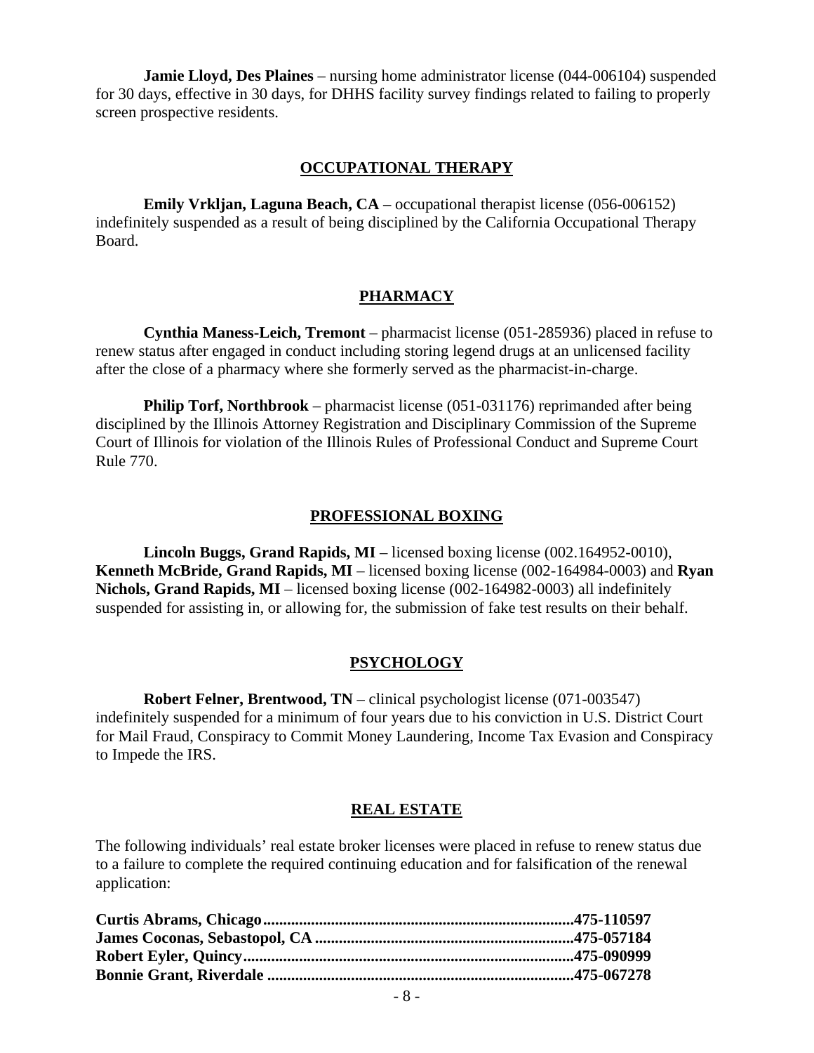**Jamie Lloyd, Des Plaines** – nursing home administrator license (044-006104) suspended for 30 days, effective in 30 days, for DHHS facility survey findings related to failing to properly screen prospective residents.

## OCCUPATIONAL THERAPY

**Emily Vrkljan, Laguna Beach, CA** – occupational therapist license (056-006152) indefinitely suspended as a result of being disciplined by the California Occupational Therapy Board.

## PHARMACY

**Cynthia Maness-Leich, Tremont** – pharmacist license (051-285936) placed in refuse to renew status after engaged in conduct including storing legend drugs at an unlicensed facility after the close of a pharmacy where she formerly served as the pharmacist-in-charge.

**Philip Torf, Northbrook** – pharmacist license (051-031176) reprimanded after being disciplined by the Illinois Attorney Registration and Disciplinary Commission of the Supreme Court of Illinois for violation of the Illinois Rules of Professional Conduct and Supreme Court Rule 770.

## PROFESSIONAL BOXING

**Lincoln Buggs, Grand Rapids, MI** – licensed boxing license (002.164952-0010), **Kenneth McBride, Grand Rapids, MI** – licensed boxing license (002-164984-0003) and **Ryan Nichols, Grand Rapids, MI** – licensed boxing license (002-164982-0003) all indefinitely suspended for assisting in, or allowing for, the submission of fake test results on their behalf.

## PSYCHOLOGY

**Robert Felner, Brentwood, TN** – clinical psychologist license (071-003547) indefinitely suspended for a minimum of four years due to his conviction in U.S. District Court for Mail Fraud, Conspiracy to Commit Money Laundering, Income Tax Evasion and Conspiracy to Impede the IRS.

## REAL ESTATE

The following individuals' real estate broker licenses were placed in refuse to renew status due to a failure to complete the required continuing education and for falsification of the renewal application:

**Curtis Abrams, Chicago............................................................................475-110597**
**James Coconas, Sebastopol, CA................................................................475-057184**
**Robert Eyler, Quincy.................................................................................475-090999**
**Bonnie Grant, Riverdale ...........................................................................475-067278**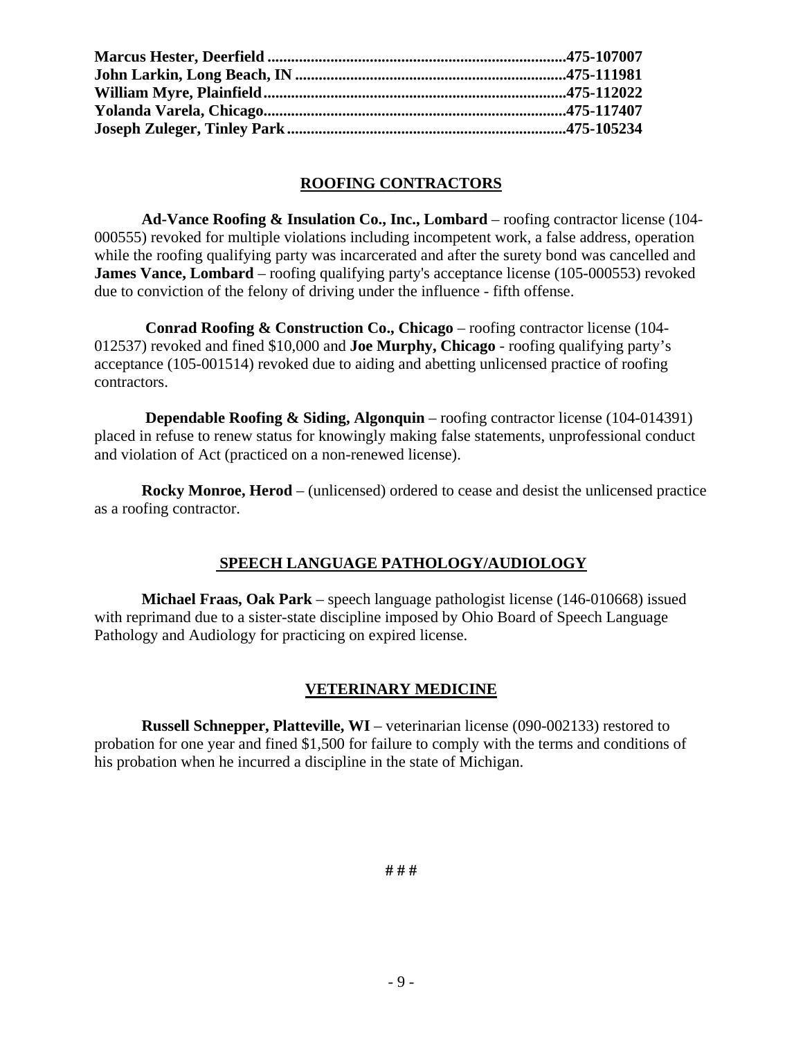**Marcus Hester, Deerfield ..........................................................................475-107007**
**John Larkin, Long Beach, IN ...................................................................475-111981**
**William Myre, Plainfield...........................................................................475-112022**
**Yolanda Varela, Chicago...........................................................................475-117407**
**Joseph Zuleger, Tinley Park.....................................................................475-105234**

## ROOFING CONTRACTORS

**Ad-Vance Roofing & Insulation Co., Inc., Lombard** – roofing contractor license (104-000555) revoked for multiple violations including incompetent work, a false address, operation while the roofing qualifying party was incarcerated and after the surety bond was cancelled and **James Vance, Lombard** – roofing qualifying party's acceptance license (105-000553) revoked due to conviction of the felony of driving under the influence - fifth offense.

**Conrad Roofing & Construction Co., Chicago** – roofing contractor license (104-012537) revoked and fined $10,000 and **Joe Murphy, Chicago** - roofing qualifying party's acceptance (105-001514) revoked due to aiding and abetting unlicensed practice of roofing contractors.

**Dependable Roofing & Siding, Algonquin** – roofing contractor license (104-014391) placed in refuse to renew status for knowingly making false statements, unprofessional conduct and violation of Act (practiced on a non-renewed license).

**Rocky Monroe, Herod** – (unlicensed) ordered to cease and desist the unlicensed practice as a roofing contractor.

## SPEECH LANGUAGE PATHOLOGY/AUDIOLOGY

**Michael Fraas, Oak Park** – speech language pathologist license (146-010668) issued with reprimand due to a sister-state discipline imposed by Ohio Board of Speech Language Pathology and Audiology for practicing on expired license.

## VETERINARY MEDICINE

**Russell Schnepper, Platteville, WI** – veterinarian license (090-002133) restored to probation for one year and fined $1,500 for failure to comply with the terms and conditions of his probation when he incurred a discipline in the state of Michigan.

**# # #**